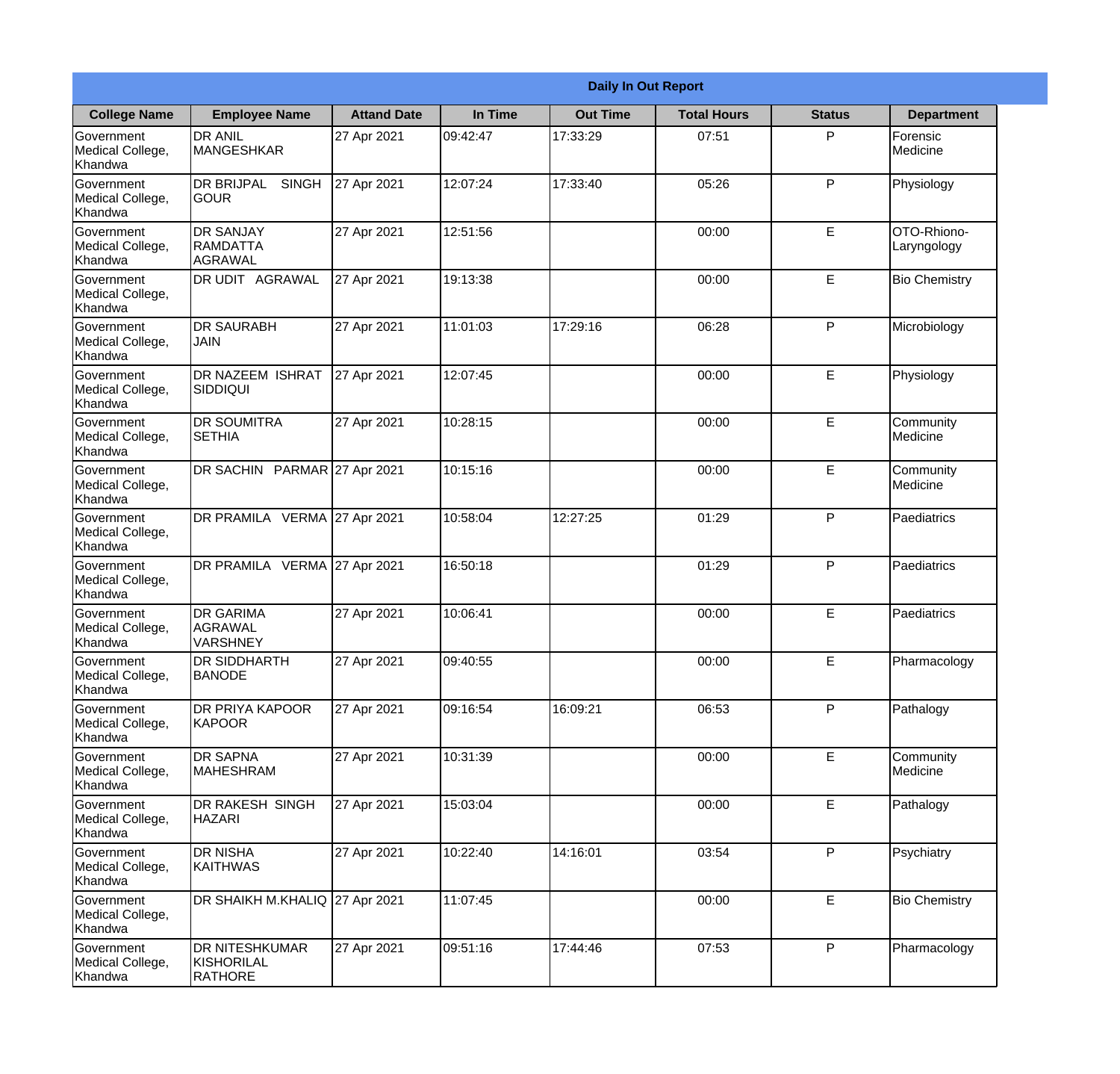| Daily In Out Report | | | | | | | |
|---|---|---|---|---|---|---|---|
| **College Name** | **Employee Name** | **Attand Date** | **In Time** | **Out Time** | **Total Hours** | **Status** | **Department** |
| Government Medical College, Khandwa | DR ANIL MANGESHKAR | 27 Apr 2021 | 09:42:47 | 17:33:29 | 07:51 | P | Forensic Medicine |
| Government Medical College, Khandwa | DR BRIJPAL SINGH GOUR | 27 Apr 2021 | 12:07:24 | 17:33:40 | 05:26 | P | Physiology |
| Government Medical College, Khandwa | DR SANJAY RAMDATTA AGRAWAL | 27 Apr 2021 | 12:51:56 | | 00:00 | E | OTO-Rhiono-Laryngology |
| Government Medical College, Khandwa | DR UDIT AGRAWAL | 27 Apr 2021 | 19:13:38 | | 00:00 | E | Bio Chemistry |
| Government Medical College, Khandwa | DR SAURABH JAIN | 27 Apr 2021 | 11:01:03 | 17:29:16 | 06:28 | P | Microbiology |
| Government Medical College, Khandwa | DR NAZEEM ISHRAT SIDDIQUI | 27 Apr 2021 | 12:07:45 | | 00:00 | E | Physiology |
| Government Medical College, Khandwa | DR SOUMITRA SETHIA | 27 Apr 2021 | 10:28:15 | | 00:00 | E | Community Medicine |
| Government Medical College, Khandwa | DR SACHIN PARMAR | 27 Apr 2021 | 10:15:16 | | 00:00 | E | Community Medicine |
| Government Medical College, Khandwa | DR PRAMILA VERMA | 27 Apr 2021 | 10:58:04 | 12:27:25 | 01:29 | P | Paediatrics |
| Government Medical College, Khandwa | DR PRAMILA VERMA | 27 Apr 2021 | 16:50:18 | | 01:29 | P | Paediatrics |
| Government Medical College, Khandwa | DR GARIMA AGRAWAL VARSHNEY | 27 Apr 2021 | 10:06:41 | | 00:00 | E | Paediatrics |
| Government Medical College, Khandwa | DR SIDDHARTH BANODE | 27 Apr 2021 | 09:40:55 | | 00:00 | E | Pharmacology |
| Government Medical College, Khandwa | DR PRIYA KAPOOR KAPOOR | 27 Apr 2021 | 09:16:54 | 16:09:21 | 06:53 | P | Pathalogy |
| Government Medical College, Khandwa | DR SAPNA MAHESHRAM | 27 Apr 2021 | 10:31:39 | | 00:00 | E | Community Medicine |
| Government Medical College, Khandwa | DR RAKESH SINGH HAZARI | 27 Apr 2021 | 15:03:04 | | 00:00 | E | Pathalogy |
| Government Medical College, Khandwa | DR NISHA KAITHWAS | 27 Apr 2021 | 10:22:40 | 14:16:01 | 03:54 | P | Psychiatry |
| Government Medical College, Khandwa | DR SHAIKH M.KHALIQ | 27 Apr 2021 | 11:07:45 | | 00:00 | E | Bio Chemistry |
| Government Medical College, Khandwa | DR NITESHKUMAR KISHORILAL RATHORE | 27 Apr 2021 | 09:51:16 | 17:44:46 | 07:53 | P | Pharmacology |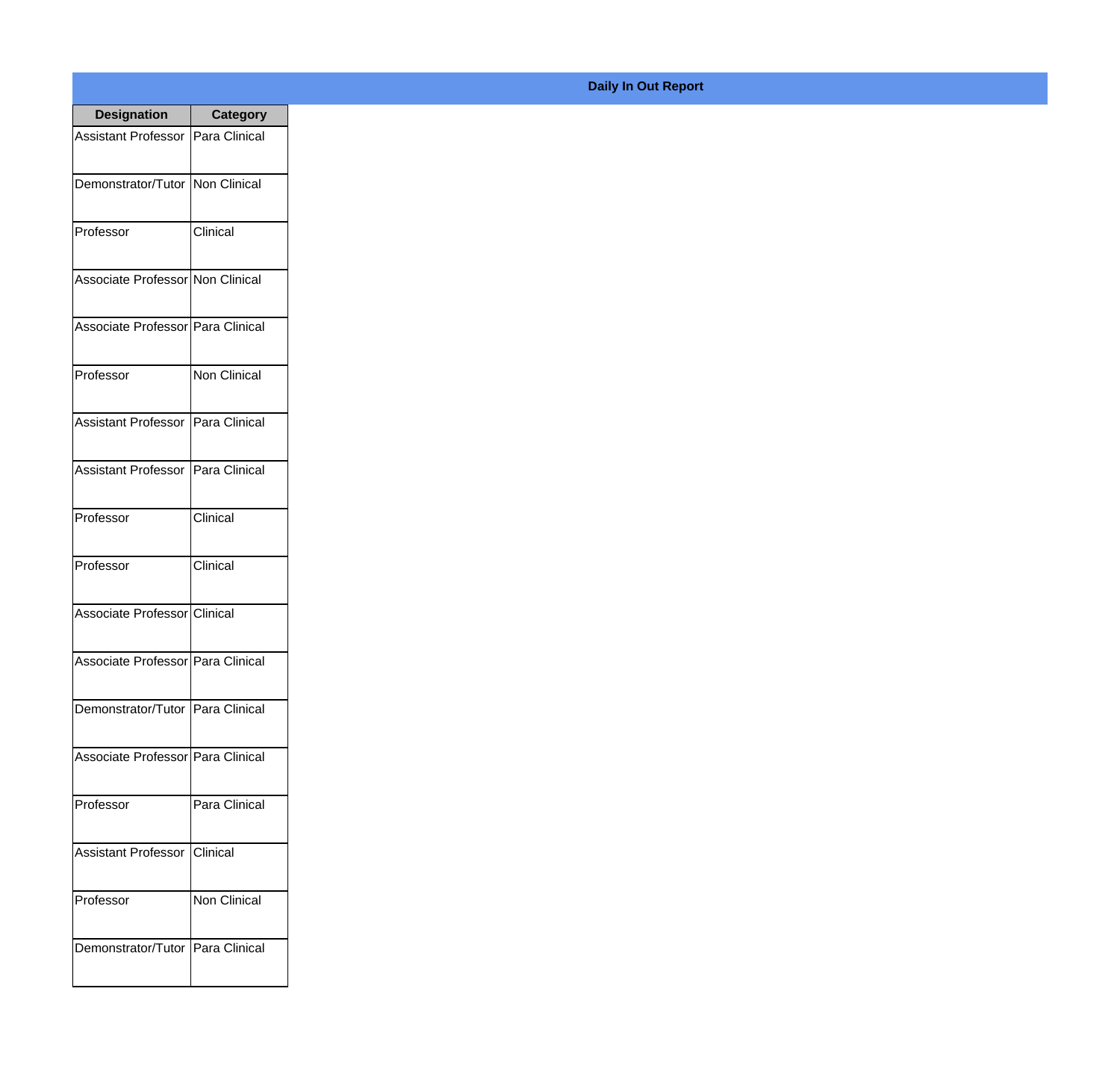**Daily In Out Report**

| Designation | Category |
|---|---|
| Assistant Professor | Para Clinical |
| Demonstrator/Tutor | Non Clinical |
| Professor | Clinical |
| Associate Professor | Non Clinical |
| Associate Professor | Para Clinical |
| Professor | Non Clinical |
| Assistant Professor | Para Clinical |
| Assistant Professor | Para Clinical |
| Professor | Clinical |
| Professor | Clinical |
| Associate Professor | Clinical |
| Associate Professor | Para Clinical |
| Demonstrator/Tutor | Para Clinical |
| Associate Professor | Para Clinical |
| Professor | Para Clinical |
| Assistant Professor | Clinical |
| Professor | Non Clinical |
| Demonstrator/Tutor | Para Clinical |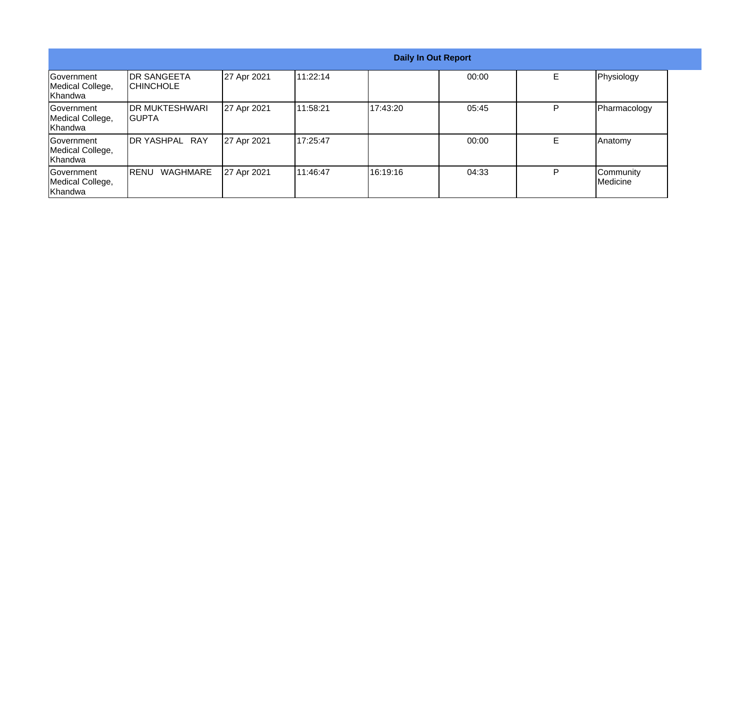| Daily In Out Report | | | | | | | |
|---|---|---|---|---|---|---|---|
| Government Medical College, Khandwa | DR SANGEETA CHINCHOLE | 27 Apr 2021 | 11:22:14 | | 00:00 | E | Physiology |
| Government Medical College, Khandwa | DR MUKTESHWARI GUPTA | 27 Apr 2021 | 11:58:21 | 17:43:20 | 05:45 | P | Pharmacology |
| Government Medical College, Khandwa | DR YASHPAL RAY | 27 Apr 2021 | 17:25:47 | | 00:00 | E | Anatomy |
| Government Medical College, Khandwa | RENU WAGHMARE | 27 Apr 2021 | 11:46:47 | 16:19:16 | 04:33 | P | Community Medicine |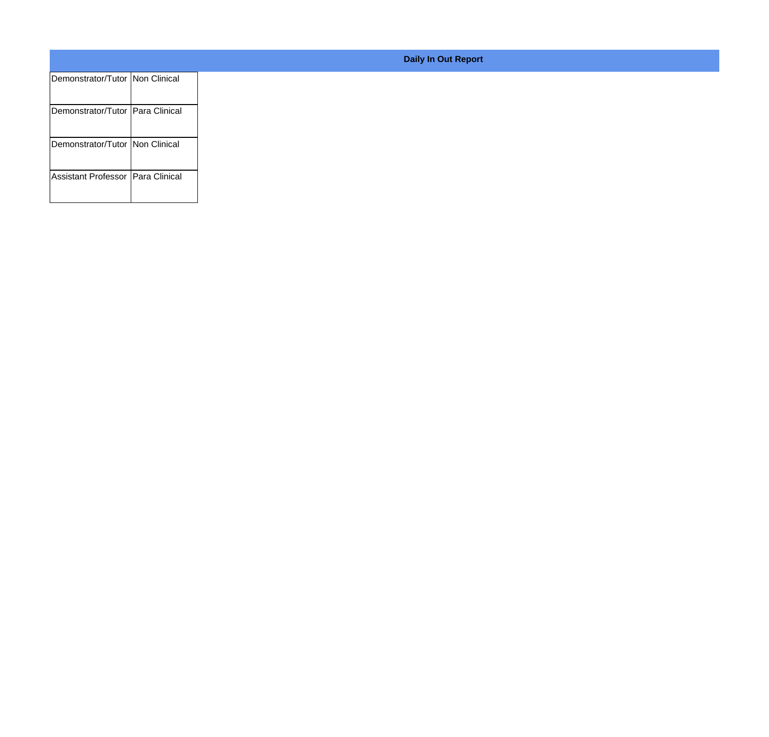**Daily In Out Report**

| | |
|---|---|
| Demonstrator/Tutor | Non Clinical |
| Demonstrator/Tutor | Para Clinical |
| Demonstrator/Tutor | Non Clinical |
| Assistant Professor | Para Clinical |